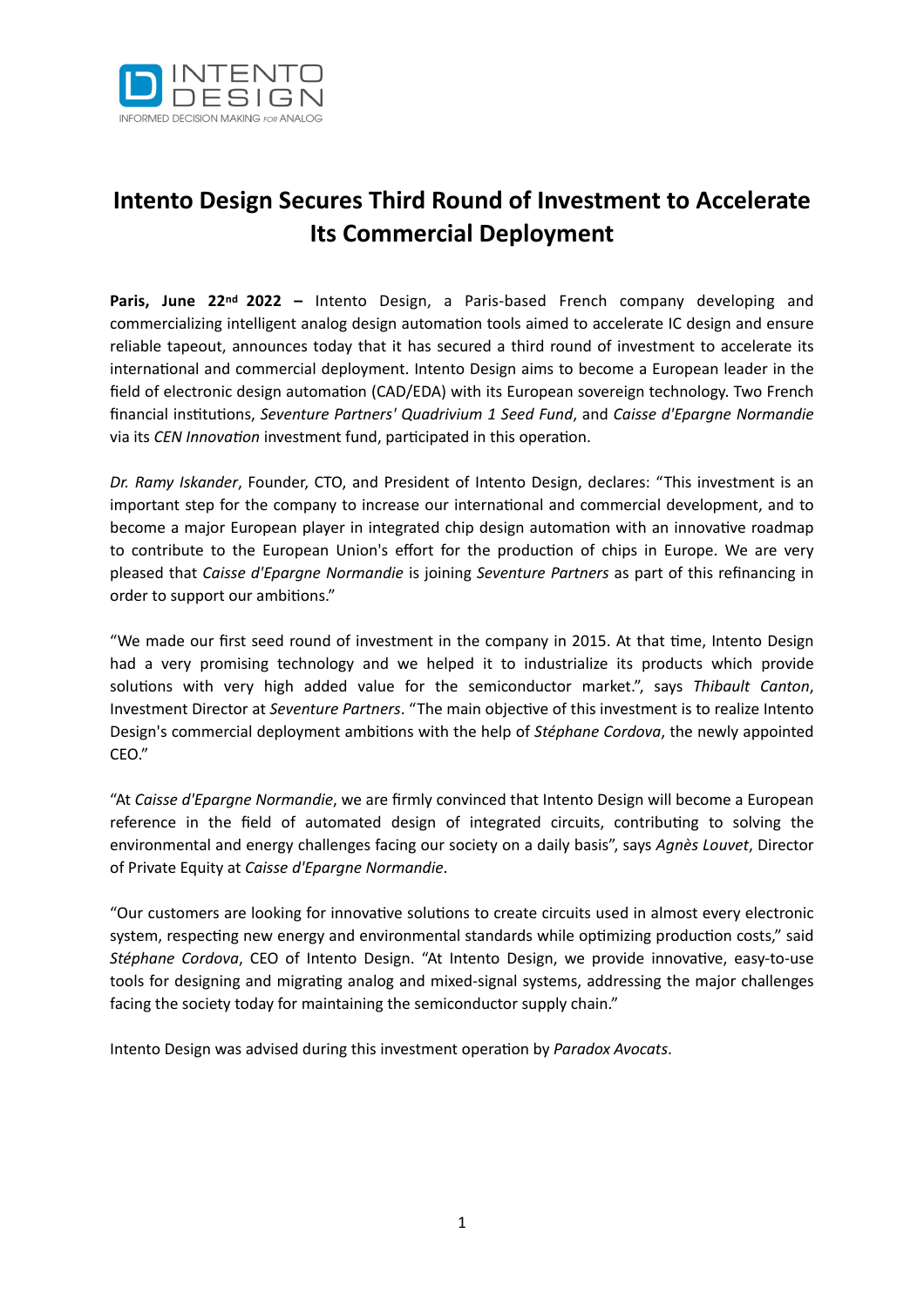INTENTO DESIGN

INFORMED DECISION MAKING FOR ANALOG

# Intento Design Secures Third Round of Investment to Accelerate Its Commercial Deployment

**Paris, June 22nd 2022 –** Intento Design, a Paris-based French company developing and commercializing intelligent analog design automation tools aimed to accelerate IC design and ensure reliable tapeout, announces today that it has secured a third round of investment to accelerate its international and commercial deployment. Intento Design aims to become a European leader in the field of electronic design automation (CAD/EDA) with its European sovereign technology. Two French financial institutions, *Seventure Partners' Quadrivium 1 Seed Fund*, and *Caisse d'Epargne Normandie* via its *CEN Innovation* investment fund, participated in this operation.

*Dr. Ramy Iskander*, Founder, CTO, and President of Intento Design, declares: "This investment is an important step for the company to increase our international and commercial development, and to become a major European player in integrated chip design automation with an innovative roadmap to contribute to the European Union's effort for the production of chips in Europe. We are very pleased that *Caisse d'Epargne Normandie* is joining *Seventure Partners* as part of this refinancing in order to support our ambitions."

"We made our first seed round of investment in the company in 2015. At that time, Intento Design had a very promising technology and we helped it to industrialize its products which provide solutions with very high added value for the semiconductor market.", says *Thibault Canton*, Investment Director at *Seventure Partners*. "The main objective of this investment is to realize Intento Design's commercial deployment ambitions with the help of *Stéphane Cordova*, the newly appointed CEO."

"At *Caisse d'Epargne Normandie*, we are firmly convinced that Intento Design will become a European reference in the field of automated design of integrated circuits, contributing to solving the environmental and energy challenges facing our society on a daily basis", says *Agnès Louvet*, Director of Private Equity at *Caisse d'Epargne Normandie*.

"Our customers are looking for innovative solutions to create circuits used in almost every electronic system, respecting new energy and environmental standards while optimizing production costs," said *Stéphane Cordova*, CEO of Intento Design. "At Intento Design, we provide innovative, easy-to-use tools for designing and migrating analog and mixed-signal systems, addressing the major challenges facing the society today for maintaining the semiconductor supply chain."

Intento Design was advised during this investment operation by *Paradox Avocats*.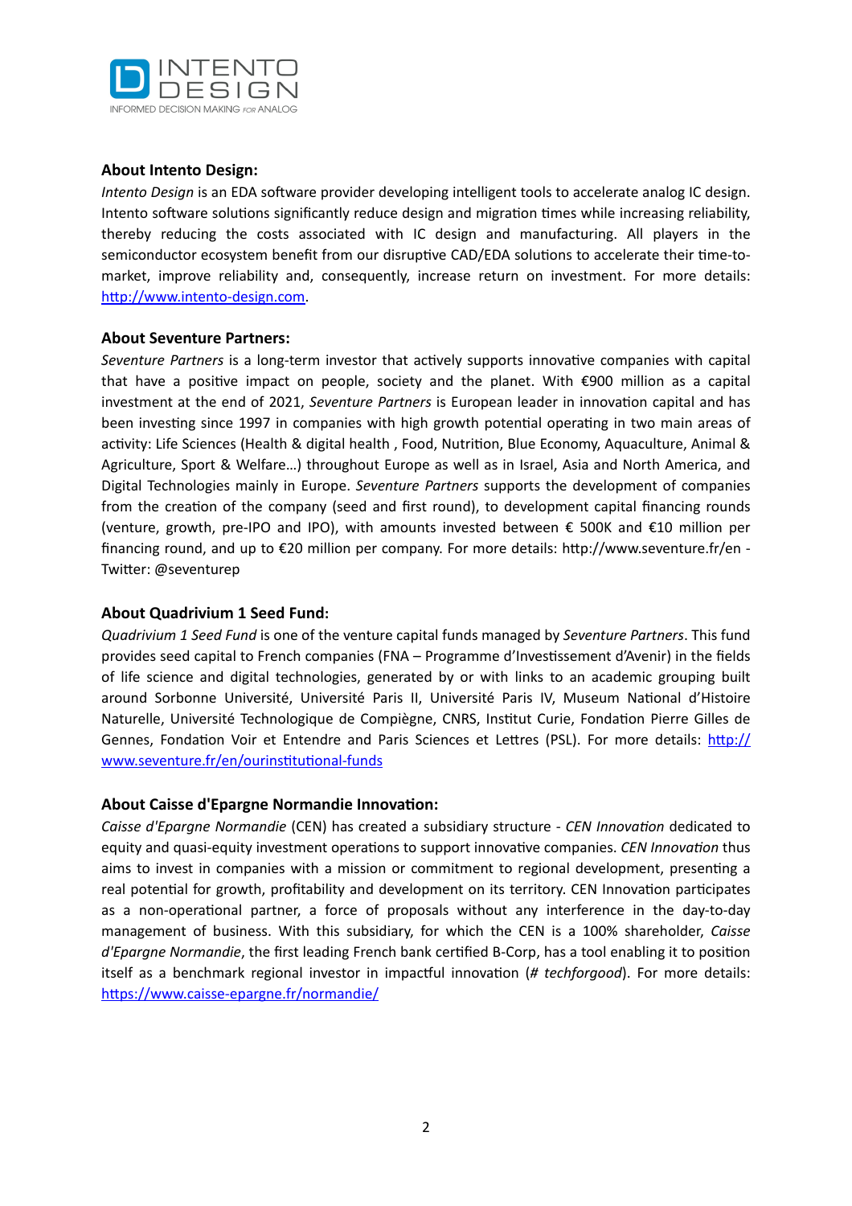**About Intento Design:**

*Intento Design* is an EDA software provider developing intelligent tools to accelerate analog IC design. Intento software solutions significantly reduce design and migration times while increasing reliability, thereby reducing the costs associated with IC design and manufacturing. All players in the semiconductor ecosystem benefit from our disruptive CAD/EDA solutions to accelerate their time-to-market, improve reliability and, consequently, increase return on investment. For more details: [http://www.intento-design.com](http://www.intento-design.com).

**About Seventure Partners:**

*Seventure Partners* is a long-term investor that actively supports innovative companies with capital that have a positive impact on people, society and the planet. With €900 million as a capital investment at the end of 2021, *Seventure Partners* is European leader in innovation capital and has been investing since 1997 in companies with high growth potential operating in two main areas of activity: Life Sciences (Health & digital health , Food, Nutrition, Blue Economy, Aquaculture, Animal & Agriculture, Sport & Welfare…) throughout Europe as well as in Israel, Asia and North America, and Digital Technologies mainly in Europe. *Seventure Partners* supports the development of companies from the creation of the company (seed and first round), to development capital financing rounds (venture, growth, pre-IPO and IPO), with amounts invested between € 500K and €10 million per financing round, and up to €20 million per company. For more details: http://www.seventure.fr/en - Twitter: @seventurep

**About Quadrivium 1 Seed Fund:**

*Quadrivium 1 Seed Fund* is one of the venture capital funds managed by *Seventure Partners*. This fund provides seed capital to French companies (FNA – Programme d'Investissement d'Avenir) in the fields of life science and digital technologies, generated by or with links to an academic grouping built around Sorbonne Université, Université Paris II, Université Paris IV, Museum National d'Histoire Naturelle, Université Technologique de Compiègne, CNRS, Institut Curie, Fondation Pierre Gilles de Gennes, Fondation Voir et Entendre and Paris Sciences et Lettres (PSL). For more details: [http://www.seventure.fr/en/ourinstitutional-funds](http://www.seventure.fr/en/ourinstitutional-funds)

**About Caisse d'Epargne Normandie Innovation:**

*Caisse d'Epargne Normandie* (CEN) has created a subsidiary structure - *CEN Innovation* dedicated to equity and quasi-equity investment operations to support innovative companies. *CEN Innovation* thus aims to invest in companies with a mission or commitment to regional development, presenting a real potential for growth, profitability and development on its territory. CEN Innovation participates as a non-operational partner, a force of proposals without any interference in the day-to-day management of business. With this subsidiary, for which the CEN is a 100% shareholder, *Caisse d'Epargne Normandie*, the first leading French bank certified B-Corp, has a tool enabling it to position itself as a benchmark regional investor in impactful innovation (*# techforgood*). For more details: [https://www.caisse-epargne.fr/normandie/](https://www.caisse-epargne.fr/normandie/)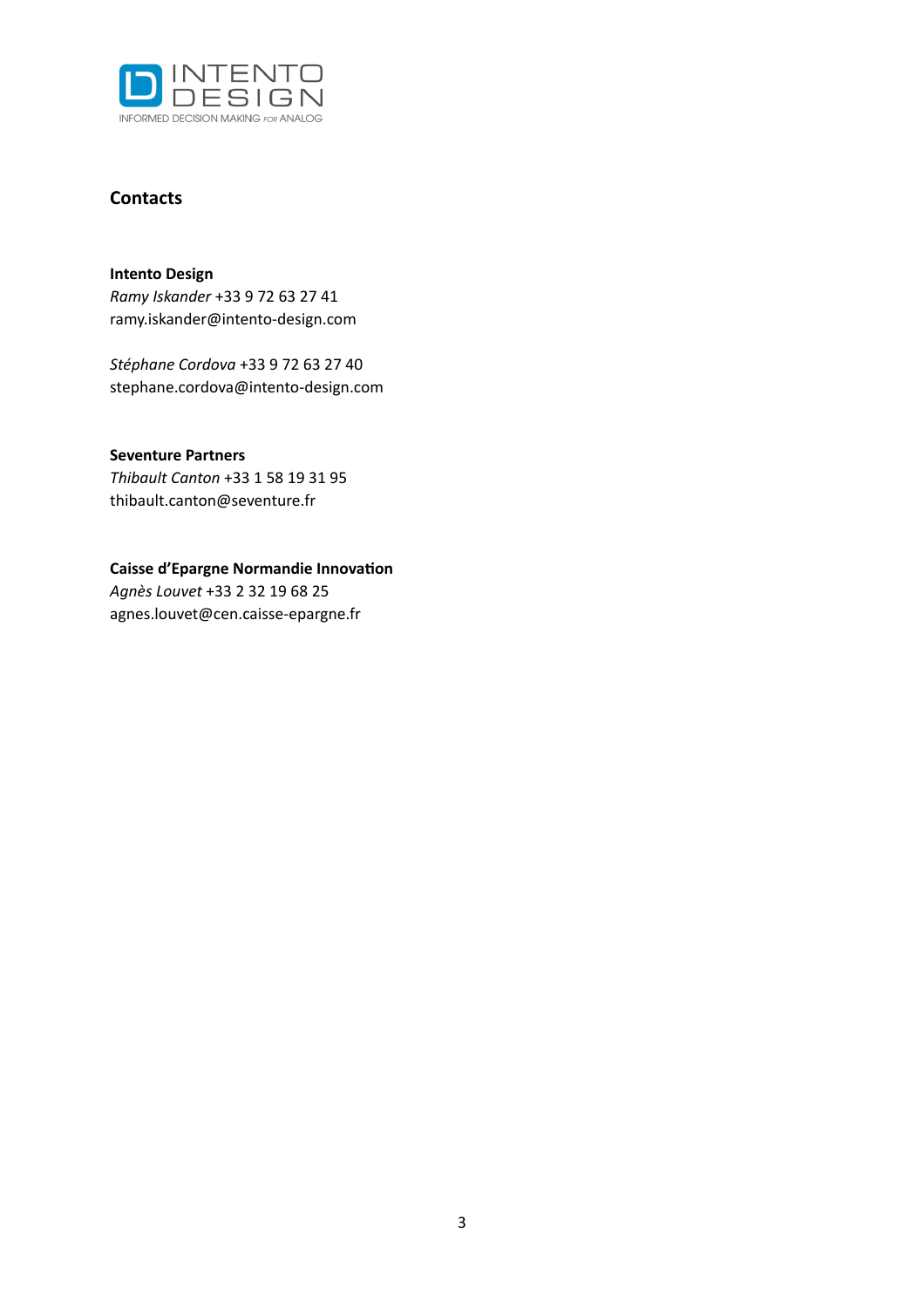INTENTO DESIGN
INFORMED DECISION MAKING FOR ANALOG

## Contacts

**Intento Design**
*Ramy Iskander* +33 9 72 63 27 41
ramy.iskander@intento-design.com

*Stéphane Cordova* +33 9 72 63 27 40
stephane.cordova@intento-design.com

**Seventure Partners**
*Thibault Canton* +33 1 58 19 31 95
thibault.canton@seventure.fr

**Caisse d'Epargne Normandie Innovation**
*Agnès Louvet* +33 2 32 19 68 25
agnes.louvet@cen.caisse-epargne.fr